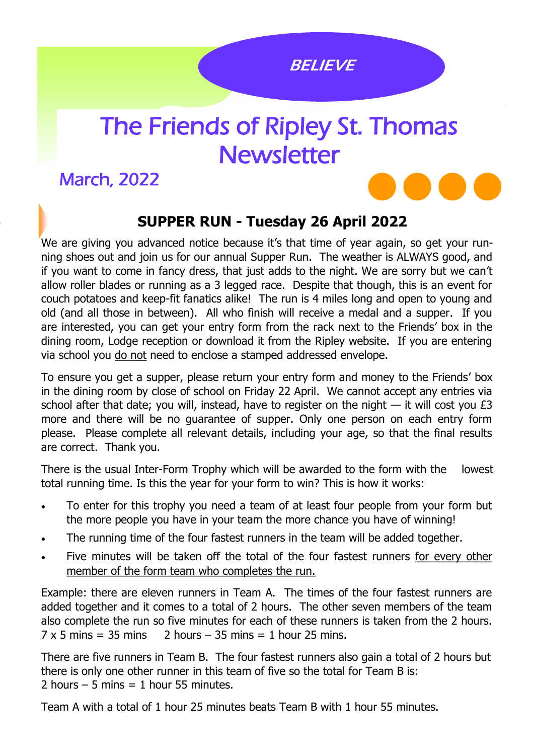BELIEVE

# The Friends of Ripley St. Thomas Newsletter

March, 2022

## SUPPER RUN - Tuesday 26 April 2022

We are giving you advanced notice because it's that time of year again, so get your running shoes out and join us for our annual Supper Run. The weather is ALWAYS good, and if you want to come in fancy dress, that just adds to the night. We are sorry but we can't allow roller blades or running as a 3 legged race. Despite that though, this is an event for couch potatoes and keep-fit fanatics alike! The run is 4 miles long and open to young and old (and all those in between). All who finish will receive a medal and a supper. If you are interested, you can get your entry form from the rack next to the Friends' box in the dining room, Lodge reception or download it from the Ripley website. If you are entering via school you do not need to enclose a stamped addressed envelope.

To ensure you get a supper, please return your entry form and money to the Friends' box in the dining room by close of school on Friday 22 April. We cannot accept any entries via school after that date; you will, instead, have to register on the night — it will cost you £3 more and there will be no guarantee of supper. Only one person on each entry form please. Please complete all relevant details, including your age, so that the final results are correct. Thank you.

There is the usual Inter-Form Trophy which will be awarded to the form with the lowest total running time. Is this the year for your form to win? This is how it works:

- To enter for this trophy you need a team of at least four people from your form but the more people you have in your team the more chance you have of winning!
- The running time of the four fastest runners in the team will be added together.
- Five minutes will be taken off the total of the four fastest runners for every other member of the form team who completes the run.

Example: there are eleven runners in Team A. The times of the four fastest runners are added together and it comes to a total of 2 hours. The other seven members of the team also complete the run so five minutes for each of these runners is taken from the 2 hours.
7 x 5 mins = 35 mins     2 hours – 35 mins = 1 hour 25 mins.

There are five runners in Team B. The four fastest runners also gain a total of 2 hours but there is only one other runner in this team of five so the total for Team B is:
2 hours – 5 mins = 1 hour 55 minutes.

Team A with a total of 1 hour 25 minutes beats Team B with 1 hour 55 minutes.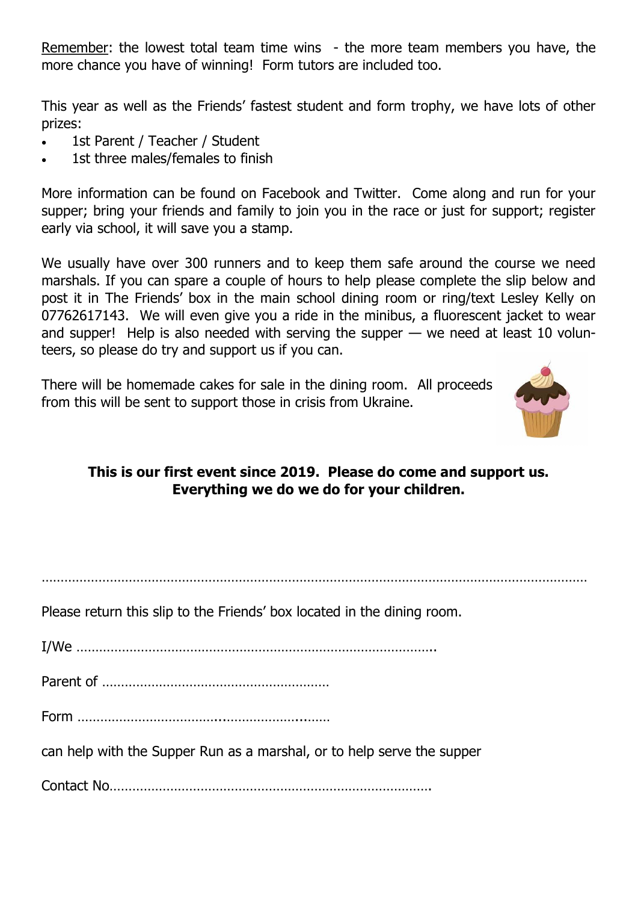Remember: the lowest total team time wins - the more team members you have, the more chance you have of winning! Form tutors are included too.

This year as well as the Friends' fastest student and form trophy, we have lots of other prizes:

- 1st Parent / Teacher / Student
- 1st three males/females to finish

More information can be found on Facebook and Twitter. Come along and run for your supper; bring your friends and family to join you in the race or just for support; register early via school, it will save you a stamp.

We usually have over 300 runners and to keep them safe around the course we need marshals. If you can spare a couple of hours to help please complete the slip below and post it in The Friends' box in the main school dining room or ring/text Lesley Kelly on 07762617143. We will even give you a ride in the minibus, a fluorescent jacket to wear and supper! Help is also needed with serving the supper — we need at least 10 volunteers, so please do try and support us if you can.

There will be homemade cakes for sale in the dining room. All proceeds from this will be sent to support those in crisis from Ukraine.

**This is our first event since 2019. Please do come and support us. Everything we do we do for your children.**

……………………………………………………………………………………………………………………………

Please return this slip to the Friends' box located in the dining room.

I/We …………………………………………………………………………………..

Parent of ……………………………………………………

Form ……………………………………………………………

can help with the Supper Run as a marshal, or to help serve the supper

Contact No…………………………………………………………………………….